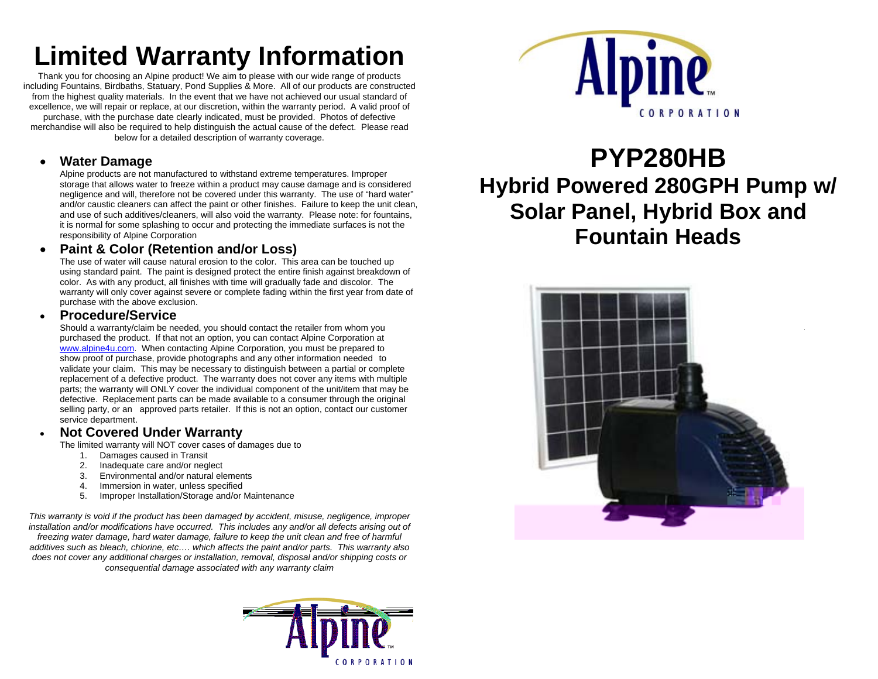# Limited Warranty Information

Thank you for choosing an Alpine product! We aim to please with our wide range of products including Fountains, Birdbaths, Statuary, Pond Supplies & More. All of our products are constructed from the highest quality materials. In the event that we have not achieved our usual standard of excellence, we will repair or replace, at our discretion, within the warranty period. A valid proof of purchase, with the purchase date clearly indicated, must be provided. Photos of defective merchandise will also be required to help distinguish the actual cause of the defect. Please read below for a detailed description of warranty coverage.

- **Water Damage**
  Alpine products are not manufactured to withstand extreme temperatures. Improper storage that allows water to freeze within a product may cause damage and is considered negligence and will, therefore not be covered under this warranty. The use of "hard water" and/or caustic cleaners can affect the paint or other finishes. Failure to keep the unit clean, and use of such additives/cleaners, will also void the warranty. Please note: for fountains, it is normal for some splashing to occur and protecting the immediate surfaces is not the responsibility of Alpine Corporation

- **Paint & Color (Retention and/or Loss)**
  The use of water will cause natural erosion to the color. This area can be touched up using standard paint. The paint is designed protect the entire finish against breakdown of color. As with any product, all finishes with time will gradually fade and discolor. The warranty will only cover against severe or complete fading within the first year from date of purchase with the above exclusion.

- **Procedure/Service**
  Should a warranty/claim be needed, you should contact the retailer from whom you purchased the product. If that not an option, you can contact Alpine Corporation at www.alpine4u.com. When contacting Alpine Corporation, you must be prepared to show proof of purchase, provide photographs and any other information needed to validate your claim. This may be necessary to distinguish between a partial or complete replacement of a defective product. The warranty does not cover any items with multiple parts; the warranty will ONLY cover the individual component of the unit/item that may be defective. Replacement parts can be made available to a consumer through the original selling party, or an approved parts retailer. If this is not an option, contact our customer service department.

- **Not Covered Under Warranty**
  The limited warranty will NOT cover cases of damages due to
  1. Damages caused in Transit
  2. Inadequate care and/or neglect
  3. Environmental and/or natural elements
  4. Immersion in water, unless specified
  5. Improper Installation/Storage and/or Maintenance

*This warranty is void if the product has been damaged by accident, misuse, negligence, improper installation and/or modifications have occurred. This includes any and/or all defects arising out of freezing water damage, hard water damage, failure to keep the unit clean and free of harmful additives such as bleach, chlorine, etc…. which affects the paint and/or parts. This warranty also does not cover any additional charges or installation, removal, disposal and/or shipping costs or consequential damage associated with any warranty claim*

Alpine™ CORPORATION

Alpine™ CORPORATION

# PYP280HB

## Hybrid Powered 280GPH Pump w/ Solar Panel, Hybrid Box and Fountain Heads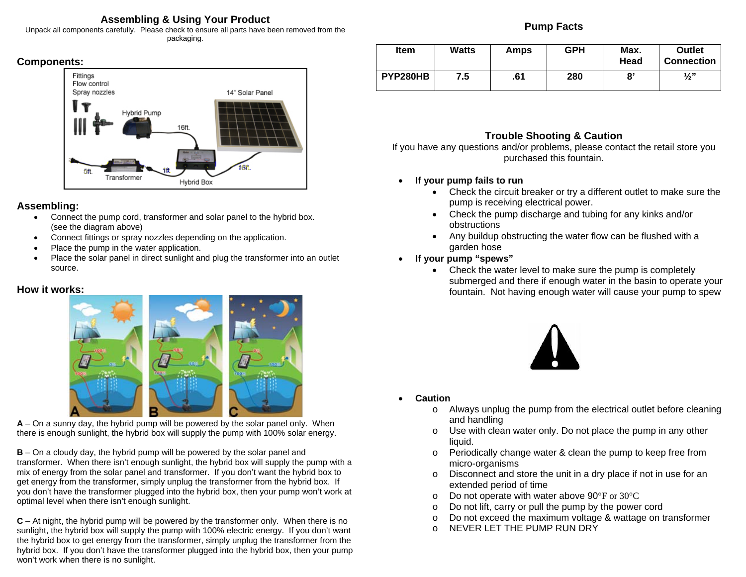## Assembling & Using Your Product

Unpack all components carefully. Please check to ensure all parts have been removed from the packaging.

### Components:

Fittings
Flow control
Spray nozzles
Hybrid Pump
14" Solar Panel
16ft.
5ft.
Transformer
1ft
16ft.
Hybrid Box

### Assembling:

- Connect the pump cord, transformer and solar panel to the hybrid box. (see the diagram above)
- Connect fittings or spray nozzles depending on the application.
- Place the pump in the water application.
- Place the solar panel in direct sunlight and plug the transformer into an outlet source.

### How it works:

A B C

**A** – On a sunny day, the hybrid pump will be powered by the solar panel only. When there is enough sunlight, the hybrid box will supply the pump with 100% solar energy.

**B** – On a cloudy day, the hybrid pump will be powered by the solar panel and transformer. When there isn't enough sunlight, the hybrid box will supply the pump with a mix of energy from the solar panel and transformer. If you don't want the hybrid box to get energy from the transformer, simply unplug the transformer from the hybrid box. If you don't have the transformer plugged into the hybrid box, then your pump won't work at optimal level when there isn't enough sunlight.

**C** – At night, the hybrid pump will be powered by the transformer only. When there is no sunlight, the hybrid box will supply the pump with 100% electric energy. If you don't want the hybrid box to get energy from the transformer, simply unplug the transformer from the hybrid box. If you don't have the transformer plugged into the hybrid box, then your pump won't work when there is no sunlight.

## Pump Facts

| Item | Watts | Amps | GPH | Max. Head | Outlet Connection |
|---|---|---|---|---|---|
| PYP280HB | 7.5 | .61 | 280 | 8' | ½" |

## Trouble Shooting & Caution

If you have any questions and/or problems, please contact the retail store you purchased this fountain.

- **If your pump fails to run**
  - Check the circuit breaker or try a different outlet to make sure the pump is receiving electrical power.
  - Check the pump discharge and tubing for any kinks and/or obstructions
  - Any buildup obstructing the water flow can be flushed with a garden hose
- **If your pump "spews"**
  - Check the water level to make sure the pump is completely submerged and there if enough water in the basin to operate your fountain. Not having enough water will cause your pump to spew

- **Caution**
  - Always unplug the pump from the electrical outlet before cleaning and handling
  - Use with clean water only. Do not place the pump in any other liquid.
  - Periodically change water & clean the pump to keep free from micro-organisms
  - Disconnect and store the unit in a dry place if not in use for an extended period of time
  - Do not operate with water above 90°F or 30°C
  - Do not lift, carry or pull the pump by the power cord
  - Do not exceed the maximum voltage & wattage on transformer
  - NEVER LET THE PUMP RUN DRY